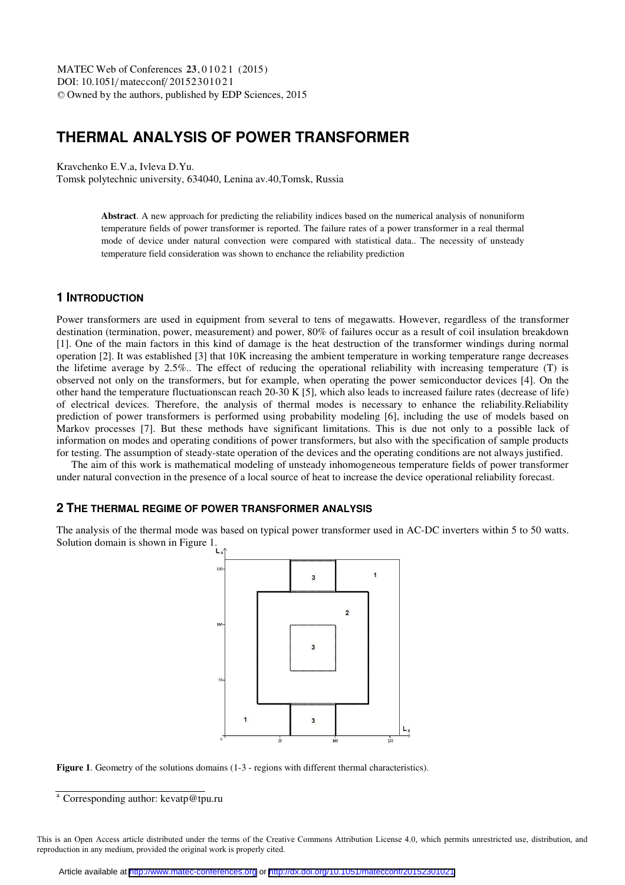# THERMAL ANALYSIS OF POWER TRANSFORMER

Kravchenko E.V.[a], Ivleva D.Yu.
Tomsk polytechnic university, 634040, Lenina av.40,Tomsk, Russia

**Abstract**. A new approach for predicting the reliability indices based on the numerical analysis of nonuniform temperature fields of power transformer is reported. The failure rates of a power transformer in a real thermal mode of device under natural convection were compared with statistical data.. The necessity of unsteady temperature field consideration was shown to enchance the reliability prediction

## 1 Introduction

Power transformers are used in equipment from several to tens of megawatts. However, regardless of the transformer destination (termination, power, measurement) and power, 80% of failures occur as a result of coil insulation breakdown [1]. One of the main factors in this kind of damage is the heat destruction of the transformer windings during normal operation [2]. It was established [3] that 10K increasing the ambient temperature in working temperature range decreases the lifetime average by 2.5%.. The effect of reducing the operational reliability with increasing temperature (T) is observed not only on the transformers, but for example, when operating the power semiconductor devices [4]. On the other hand the temperature fluctuationscan reach 20-30 K [5], which also leads to increased failure rates (decrease of life) of electrical devices. Therefore, the analysis of thermal modes is necessary to enhance the reliability.Reliability prediction of power transformers is performed using probability modeling [6], including the use of models based on Markov processes [7]. But these methods have significant limitations. This is due not only to a possible lack of information on modes and operating conditions of power transformers, but also with the specification of sample products for testing. The assumption of steady-state operation of the devices and the operating conditions are not always justified.

The aim of this work is mathematical modeling of unsteady inhomogeneous temperature fields of power transformer under natural convection in the presence of a local source of heat to increase the device operational reliability forecast.

## 2 The thermal regime of power transformer analysis

The analysis of the thermal mode was based on typical power transformer used in AC-DC inverters within 5 to 50 watts. Solution domain is shown in Figure 1.

$L_x$
150
100
50
0
50
100
150
$L_y$
1
2
3
3
3
1

**Figure 1**. Geometry of the solutions domains (1-3 - regions with different thermal characteristics).

[a] Corresponding author: kevatp@tpu.ru

This is an Open Access article distributed under the terms of the Creative Commons Attribution License 4.0, which permits unrestricted use, distribution, and reproduction in any medium, provided the original work is properly cited.

Article available at http://www.matec-conferences.org or http://dx.doi.org/10.1051/matecconf/20152301021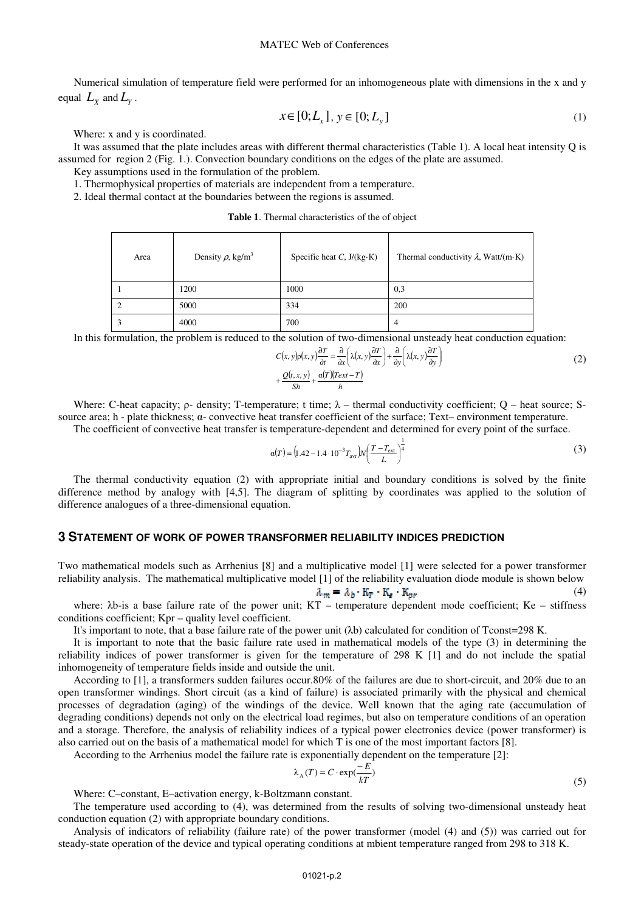Numerical simulation of temperature field were performed for an inhomogeneous plate with dimensions in the x and y equal $L_X$ and $L_Y$.

$$x \in [0; L_x],\ y \in [0; L_y] \tag{1}$$

Where: x and y is coordinated.

It was assumed that the plate includes areas with different thermal characteristics (Table 1). A local heat intensity Q is assumed for region 2 (Fig. 1.). Convection boundary conditions on the edges of the plate are assumed.

Key assumptions used in the formulation of the problem.

1. Thermophysical properties of materials are independent from a temperature.
2. Ideal thermal contact at the boundaries between the regions is assumed.

**Table 1**. Thermal characteristics of the of object

| Area | Density $\rho$, kg/m$^3$ | Specific heat $C$, J/(kg·K) | Thermal conductivity $\lambda$, Watt/(m·K) |
|---|---|---|---|
| 1 | 1200 | 1000 | 0,3 |
| 2 | 5000 | 334 | 200 |
| 3 | 4000 | 700 | 4 |

In this formulation, the problem is reduced to the solution of two-dimensional unsteady heat conduction equation:

$$C(x,y)\rho(x,y)\frac{\partial T}{\partial t} = \frac{\partial}{\partial x}\left(\lambda(x,y)\frac{\partial T}{\partial x}\right) + \frac{\partial}{\partial y}\left(\lambda(x,y)\frac{\partial T}{\partial y}\right) + \frac{Q(t,x,y)}{Sh} + \frac{\alpha(T)(Text - T)}{h} \tag{2}$$

Where: C-heat capacity; ρ- density; T-temperature; t time; λ – thermal conductivity coefficient; Q – heat source; S-source area; h - plate thickness; α- convective heat transfer coefficient of the surface; Text– environment temperature.

The coefficient of convective heat transfer is temperature-dependent and determined for every point of the surface.

$$\alpha(T) = \left(1.42 - 1.4 \cdot 10^{-3} T_{avr}\right) N \left(\frac{T - T_{ext}}{L}\right)^{\frac{1}{4}} \tag{3}$$

The thermal conductivity equation (2) with appropriate initial and boundary conditions is solved by the finite difference method by analogy with [4,5]. The diagram of splitting by coordinates was applied to the solution of difference analogues of a three-dimensional equation.

## 3 STATEMENT OF WORK OF POWER TRANSFORMER RELIABILITY INDICES PREDICTION

Two mathematical models such as Arrhenius [8] and a multiplicative model [1] were selected for a power transformer reliability analysis. The mathematical multiplicative model [1] of the reliability evaluation diode module is shown below

$$\lambda_m = \lambda_b \cdot K_T \cdot K_e \cdot K_{pr} \tag{4}$$

where: λb-is a base failure rate of the power unit; KT – temperature dependent mode coefficient; Ke – stiffness conditions coefficient; Kpr – quality level coefficient.

It's important to note, that a base failure rate of the power unit (λb) calculated for condition of Tconst=298 K.

It is important to note that the basic failure rate used in mathematical models of the type (3) in determining the reliability indices of power transformer is given for the temperature of 298 K [1] and do not include the spatial inhomogeneity of temperature fields inside and outside the unit.

According to [1], a transformers sudden failures occur.80% of the failures are due to short-circuit, and 20% due to an open transformer windings. Short circuit (as a kind of failure) is associated primarily with the physical and chemical processes of degradation (aging) of the windings of the device. Well known that the aging rate (accumulation of degrading conditions) depends not only on the electrical load regimes, but also on temperature conditions of an operation and a storage. Therefore, the analysis of reliability indices of a typical power electronics device (power transformer) is also carried out on the basis of a mathematical model for which T is one of the most important factors [8].

According to the Arrhenius model the failure rate is exponentially dependent on the temperature [2]:

$$\lambda_A(T) = C \cdot \exp\left(\frac{-E}{kT}\right) \tag{5}$$

Where: C–constant, E–activation energy, k-Boltzmann constant.

The temperature used according to (4), was determined from the results of solving two-dimensional unsteady heat conduction equation (2) with appropriate boundary conditions.

Analysis of indicators of reliability (failure rate) of the power transformer (model (4) and (5)) was carried out for steady-state operation of the device and typical operating conditions at mbient temperature ranged from 298 to 318 K.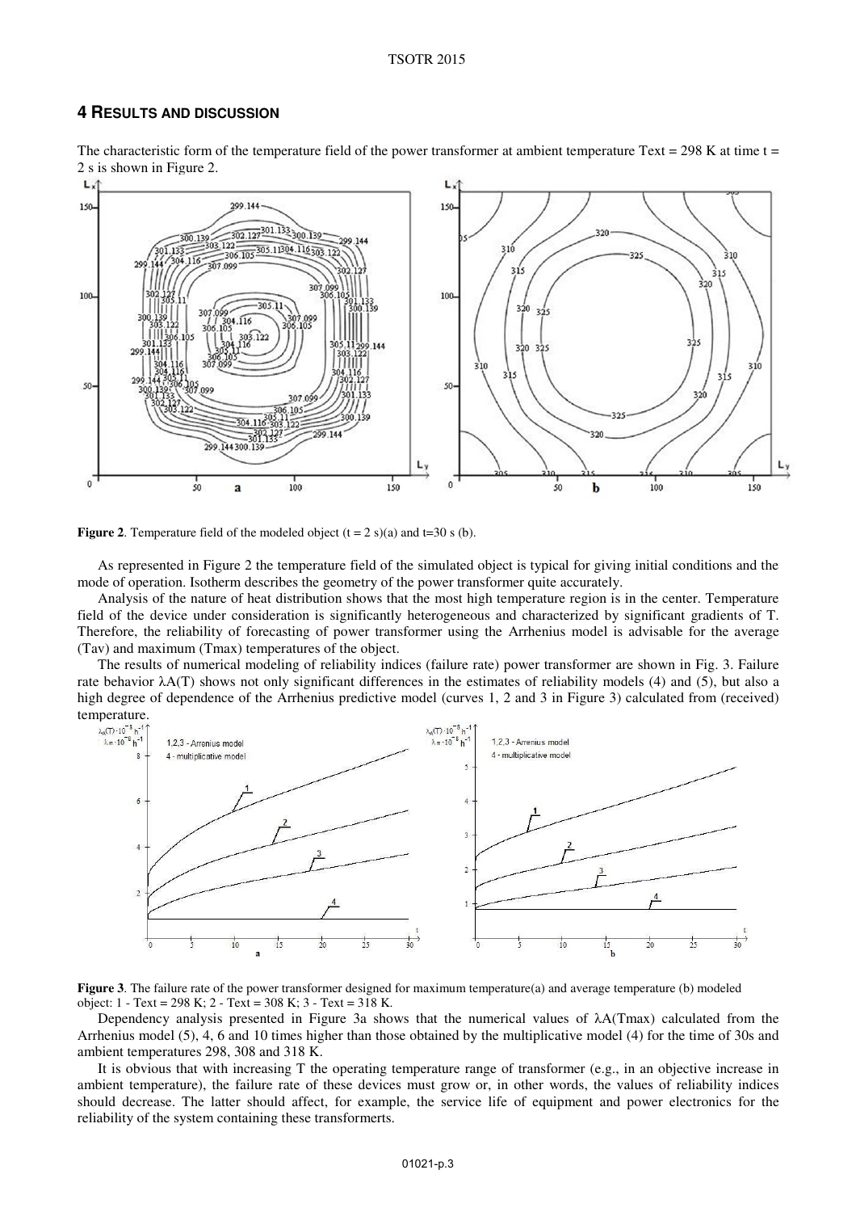## 4 RESULTS AND DISCUSSION

The characteristic form of the temperature field of the power transformer at ambient temperature Text = 298 K at time t = 2 s is shown in Figure 2.

**Figure 2**. Temperature field of the modeled object (t = 2 s)(a) and t=30 s (b).

As represented in Figure 2 the temperature field of the simulated object is typical for giving initial conditions and the mode of operation. Isotherm describes the geometry of the power transformer quite accurately.

Analysis of the nature of heat distribution shows that the most high temperature region is in the center. Temperature field of the device under consideration is significantly heterogeneous and characterized by significant gradients of T. Therefore, the reliability of forecasting of power transformer using the Arrhenius model is advisable for the average (Tav) and maximum (Tmax) temperatures of the object.

The results of numerical modeling of reliability indices (failure rate) power transformer are shown in Fig. 3. Failure rate behavior λA(T) shows not only significant differences in the estimates of reliability models (4) and (5), but also a high degree of dependence of the Arrhenius predictive model (curves 1, 2 and 3 in Figure 3) calculated from (received) temperature.

**Figure 3**. The failure rate of the power transformer designed for maximum temperature(a) and average temperature (b) modeled object: 1 - Text = 298 K; 2 - Text = 308 K; 3 - Text = 318 K.

Dependency analysis presented in Figure 3a shows that the numerical values of λA(Tmax) calculated from the Arrhenius model (5), 4, 6 and 10 times higher than those obtained by the multiplicative model (4) for the time of 30s and ambient temperatures 298, 308 and 318 K.

It is obvious that with increasing T the operating temperature range of transformer (e.g., in an objective increase in ambient temperature), the failure rate of these devices must grow or, in other words, the values of reliability indices should decrease. The latter should affect, for example, the service life of equipment and power electronics for the reliability of the system containing these transformerts.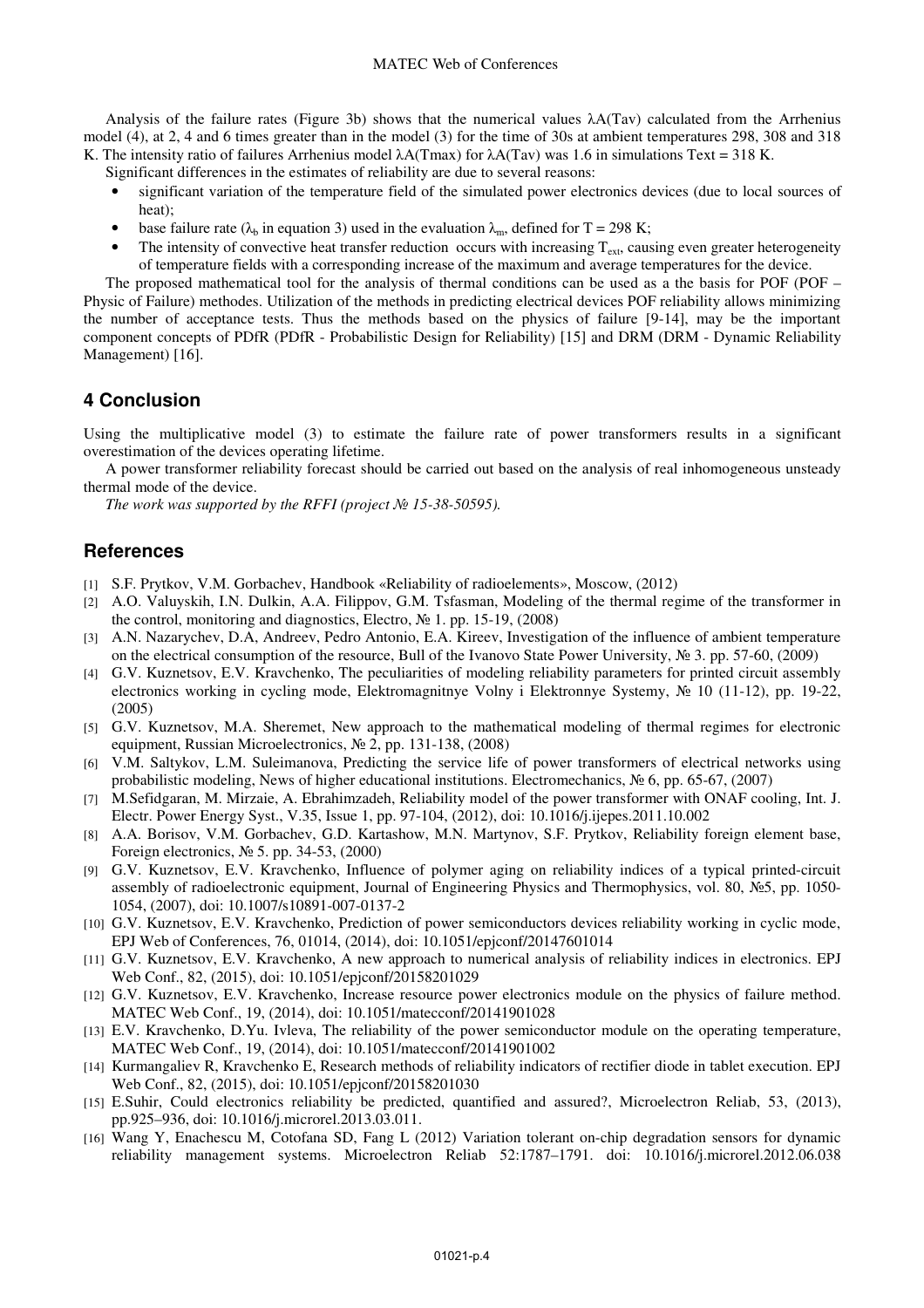Analysis of the failure rates (Figure 3b) shows that the numerical values λA(Tav) calculated from the Arrhenius model (4), at 2, 4 and 6 times greater than in the model (3) for the time of 30s at ambient temperatures 298, 308 and 318 K. The intensity ratio of failures Arrhenius model λA(Tmax) for λA(Tav) was 1.6 in simulations Text = 318 K.

Significant differences in the estimates of reliability are due to several reasons:

- significant variation of the temperature field of the simulated power electronics devices (due to local sources of heat);
- base failure rate ($\lambda_b$ in equation 3) used in the evaluation $\lambda_m$, defined for T = 298 K;
- The intensity of convective heat transfer reduction occurs with increasing $T_{ext}$, causing even greater heterogeneity of temperature fields with a corresponding increase of the maximum and average temperatures for the device.

The proposed mathematical tool for the analysis of thermal conditions can be used as a basis for POF (POF – Physic of Failure) methodes. Utilization of the methods in predicting electrical devices POF reliability allows minimizing the number of acceptance tests. Thus the methods based on the physics of failure [9-14], may be the important component concepts of PDfR (PDfR - Probabilistic Design for Reliability) [15] and DRM (DRM - Dynamic Reliability Management) [16].

## 4 Conclusion

Using the multiplicative model (3) to estimate the failure rate of power transformers results in a significant overestimation of the devices operating lifetime.

A power transformer reliability forecast should be carried out based on the analysis of real inhomogeneous unsteady thermal mode of the device.

*The work was supported by the RFFI (project № 15-38-50595).*

## References

[1] S.F. Prytkov, V.M. Gorbachev, Handbook «Reliability of radioelements», Moscow, (2012)

[2] A.O. Valuyskih, I.N. Dulkin, A.A. Filippov, G.M. Tsfasman, Modeling of the thermal regime of the transformer in the control, monitoring and diagnostics, Electro, № 1. pp. 15-19, (2008)

[3] A.N. Nazarychev, D.A, Andreev, Pedro Antonio, E.A. Kireev, Investigation of the influence of ambient temperature on the electrical consumption of the resource, Bull of the Ivanovo State Power University, № 3. pp. 57-60, (2009)

[4] G.V. Kuznetsov, E.V. Kravchenko, The peculiarities of modeling reliability parameters for printed circuit assembly electronics working in cycling mode, Elektromagnitnye Volny i Elektronnye Systemy, № 10 (11-12), pp. 19-22, (2005)

[5] G.V. Kuznetsov, M.A. Sheremet, New approach to the mathematical modeling of thermal regimes for electronic equipment, Russian Microelectronics, № 2, pp. 131-138, (2008)

[6] V.M. Saltykov, L.M. Suleimanova, Predicting the service life of power transformers of electrical networks using probabilistic modeling, News of higher educational institutions. Electromechanics, № 6, pp. 65-67, (2007)

[7] M.Sefidgaran, M. Mirzaie, A. Ebrahimzadeh, Reliability model of the power transformer with ONAF cooling, Int. J. Electr. Power Energy Syst., V.35, Issue 1, pp. 97-104, (2012), doi: 10.1016/j.ijepes.2011.10.002

[8] A.A. Borisov, V.M. Gorbachev, G.D. Kartashow, M.N. Martynov, S.F. Prytkov, Reliability foreign element base, Foreign electronics, № 5. pp. 34-53, (2000)

[9] G.V. Kuznetsov, E.V. Kravchenko, Influence of polymer aging on reliability indices of a typical printed-circuit assembly of radioelectronic equipment, Journal of Engineering Physics and Thermophysics, vol. 80, №5, pp. 1050-1054, (2007), doi: 10.1007/s10891-007-0137-2

[10] G.V. Kuznetsov, E.V. Kravchenko, Prediction of power semiconductors devices reliability working in cyclic mode, EPJ Web of Conferences, 76, 01014, (2014), doi: 10.1051/epjconf/20147601014

[11] G.V. Kuznetsov, E.V. Kravchenko, A new approach to numerical analysis of reliability indices in electronics. EPJ Web Conf., 82, (2015), doi: 10.1051/epjconf/20158201029

[12] G.V. Kuznetsov, E.V. Kravchenko, Increase resource power electronics module on the physics of failure method. MATEC Web Conf., 19, (2014), doi: 10.1051/matecconf/20141901028

[13] E.V. Kravchenko, D.Yu. Ivleva, The reliability of the power semiconductor module on the operating temperature, MATEC Web Conf., 19, (2014), doi: 10.1051/matecconf/20141901002

[14] Kurmangaliev R, Kravchenko E, Research methods of reliability indicators of rectifier diode in tablet execution. EPJ Web Conf., 82, (2015), doi: 10.1051/epjconf/20158201030

[15] E.Suhir, Could electronics reliability be predicted, quantified and assured?, Microelectron Reliab, 53, (2013), pp.925–936, doi: 10.1016/j.microrel.2013.03.011.

[16] Wang Y, Enachescu M, Cotofana SD, Fang L (2012) Variation tolerant on-chip degradation sensors for dynamic reliability management systems. Microelectron Reliab 52:1787–1791. doi: 10.1016/j.microrel.2012.06.038